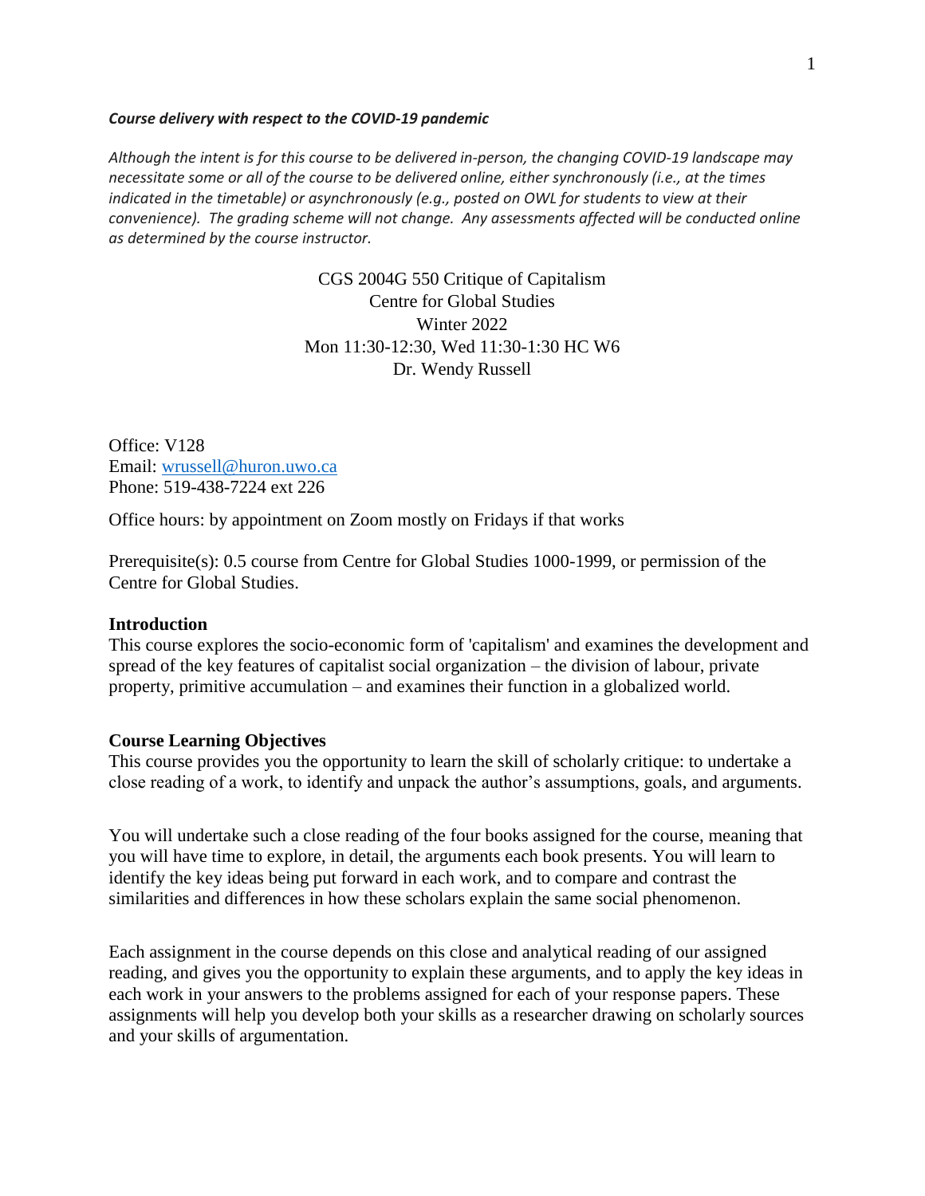***Course delivery with respect to the COVID-19 pandemic***

*Although the intent is for this course to be delivered in-person, the changing COVID-19 landscape may necessitate some or all of the course to be delivered online, either synchronously (i.e., at the times indicated in the timetable) or asynchronously (e.g., posted on OWL for students to view at their convenience). The grading scheme will not change. Any assessments affected will be conducted online as determined by the course instructor.*

CGS 2004G 550 Critique of Capitalism
Centre for Global Studies
Winter 2022
Mon 11:30-12:30, Wed 11:30-1:30 HC W6
Dr. Wendy Russell

Office: V128
Email: wrussell@huron.uwo.ca
Phone: 519-438-7224 ext 226

Office hours: by appointment on Zoom mostly on Fridays if that works

Prerequisite(s): 0.5 course from Centre for Global Studies 1000-1999, or permission of the Centre for Global Studies.

**Introduction**

This course explores the socio-economic form of 'capitalism' and examines the development and spread of the key features of capitalist social organization – the division of labour, private property, primitive accumulation – and examines their function in a globalized world.

**Course Learning Objectives**

This course provides you the opportunity to learn the skill of scholarly critique: to undertake a close reading of a work, to identify and unpack the author's assumptions, goals, and arguments.

You will undertake such a close reading of the four books assigned for the course, meaning that you will have time to explore, in detail, the arguments each book presents. You will learn to identify the key ideas being put forward in each work, and to compare and contrast the similarities and differences in how these scholars explain the same social phenomenon.

Each assignment in the course depends on this close and analytical reading of our assigned reading, and gives you the opportunity to explain these arguments, and to apply the key ideas in each work in your answers to the problems assigned for each of your response papers. These assignments will help you develop both your skills as a researcher drawing on scholarly sources and your skills of argumentation.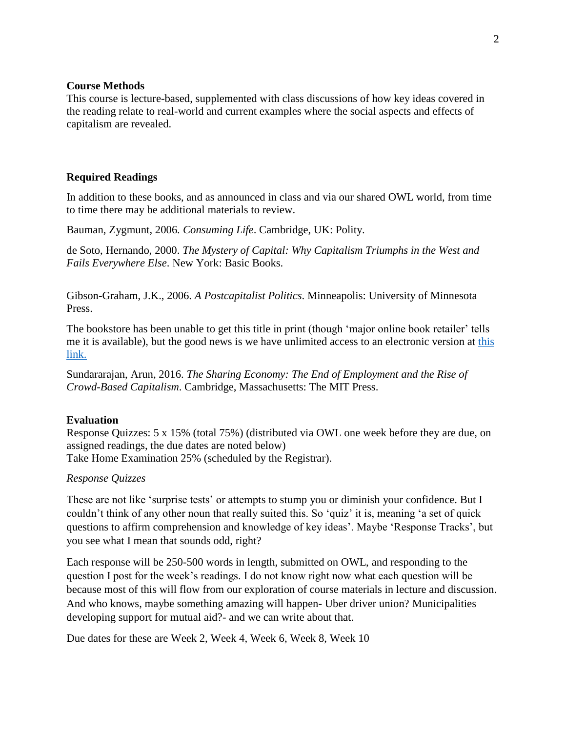**Course Methods**

This course is lecture-based, supplemented with class discussions of how key ideas covered in the reading relate to real-world and current examples where the social aspects and effects of capitalism are revealed.

**Required Readings**

In addition to these books, and as announced in class and via our shared OWL world, from time to time there may be additional materials to review.

Bauman, Zygmunt, 2006. *Consuming Life*. Cambridge, UK: Polity.

de Soto, Hernando, 2000. *The Mystery of Capital: Why Capitalism Triumphs in the West and Fails Everywhere Else*. New York: Basic Books.

Gibson-Graham, J.K., 2006. *A Postcapitalist Politics*. Minneapolis: University of Minnesota Press.

The bookstore has been unable to get this title in print (though 'major online book retailer' tells me it is available), but the good news is we have unlimited access to an electronic version at this link.

Sundararajan, Arun, 2016. *The Sharing Economy: The End of Employment and the Rise of Crowd-Based Capitalism*. Cambridge, Massachusetts: The MIT Press.

**Evaluation**

Response Quizzes: 5 x 15% (total 75%) (distributed via OWL one week before they are due, on assigned readings, the due dates are noted below)
Take Home Examination 25% (scheduled by the Registrar).

*Response Quizzes*

These are not like 'surprise tests' or attempts to stump you or diminish your confidence. But I couldn't think of any other noun that really suited this. So 'quiz' it is, meaning 'a set of quick questions to affirm comprehension and knowledge of key ideas'. Maybe 'Response Tracks', but you see what I mean that sounds odd, right?

Each response will be 250-500 words in length, submitted on OWL, and responding to the question I post for the week's readings. I do not know right now what each question will be because most of this will flow from our exploration of course materials in lecture and discussion. And who knows, maybe something amazing will happen- Uber driver union? Municipalities developing support for mutual aid?- and we can write about that.

Due dates for these are Week 2, Week 4, Week 6, Week 8, Week 10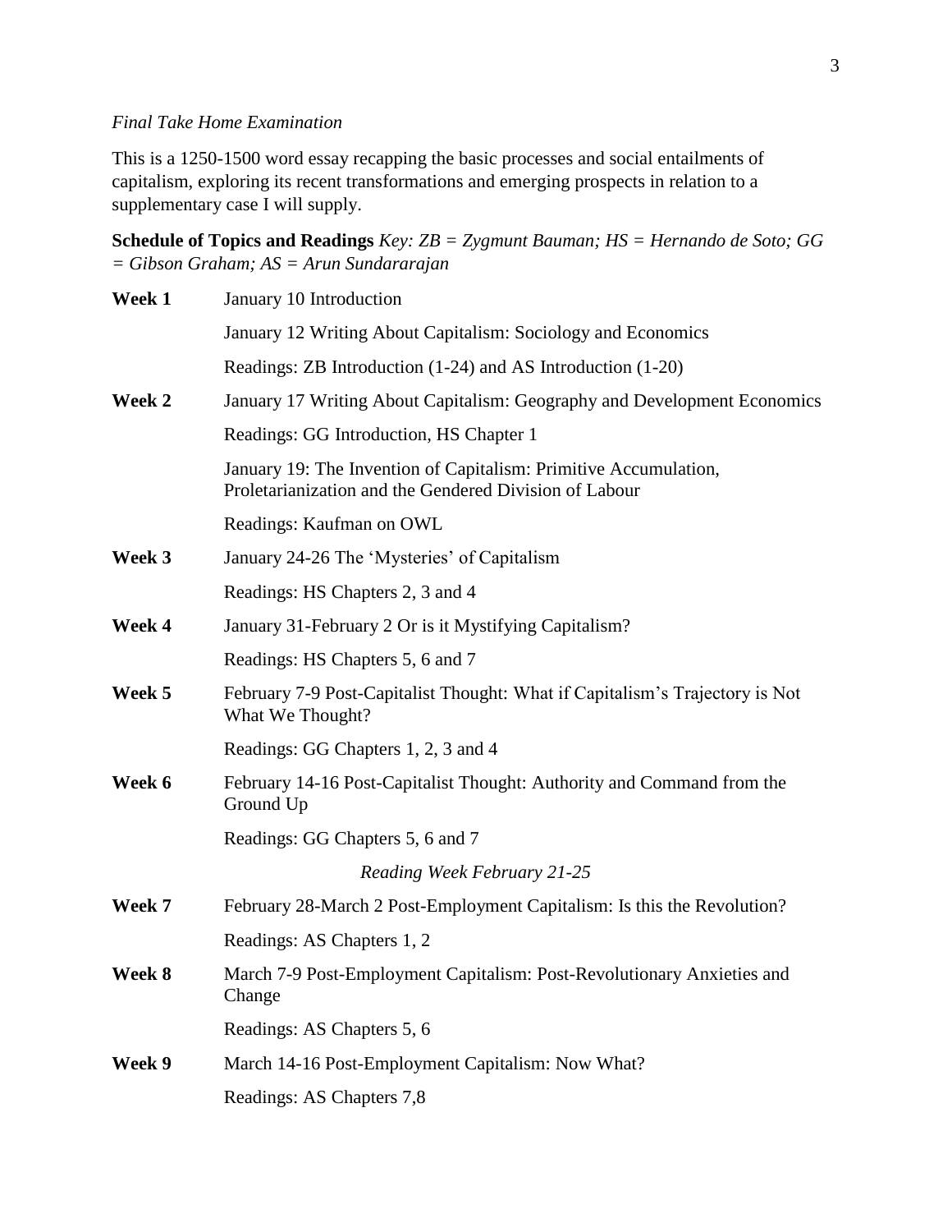*Final Take Home Examination*

This is a 1250-1500 word essay recapping the basic processes and social entailments of capitalism, exploring its recent transformations and emerging prospects in relation to a supplementary case I will supply.

**Schedule of Topics and Readings** *Key: ZB = Zygmunt Bauman; HS = Hernando de Soto; GG = Gibson Graham; AS = Arun Sundararajan*

**Week 1** January 10 Introduction

January 12 Writing About Capitalism: Sociology and Economics

Readings: ZB Introduction (1-24) and AS Introduction (1-20)

**Week 2** January 17 Writing About Capitalism: Geography and Development Economics

Readings: GG Introduction, HS Chapter 1

January 19: The Invention of Capitalism: Primitive Accumulation, Proletarianization and the Gendered Division of Labour

Readings: Kaufman on OWL

**Week 3** January 24-26 The 'Mysteries' of Capitalism

Readings: HS Chapters 2, 3 and 4

**Week 4** January 31-February 2 Or is it Mystifying Capitalism?

Readings: HS Chapters 5, 6 and 7

**Week 5** February 7-9 Post-Capitalist Thought: What if Capitalism's Trajectory is Not What We Thought?

Readings: GG Chapters 1, 2, 3 and 4

**Week 6** February 14-16 Post-Capitalist Thought: Authority and Command from the Ground Up

Readings: GG Chapters 5, 6 and 7

*Reading Week February 21-25*

**Week 7** February 28-March 2 Post-Employment Capitalism: Is this the Revolution?

Readings: AS Chapters 1, 2

**Week 8** March 7-9 Post-Employment Capitalism: Post-Revolutionary Anxieties and Change

Readings: AS Chapters 5, 6

**Week 9** March 14-16 Post-Employment Capitalism: Now What?

Readings: AS Chapters 7,8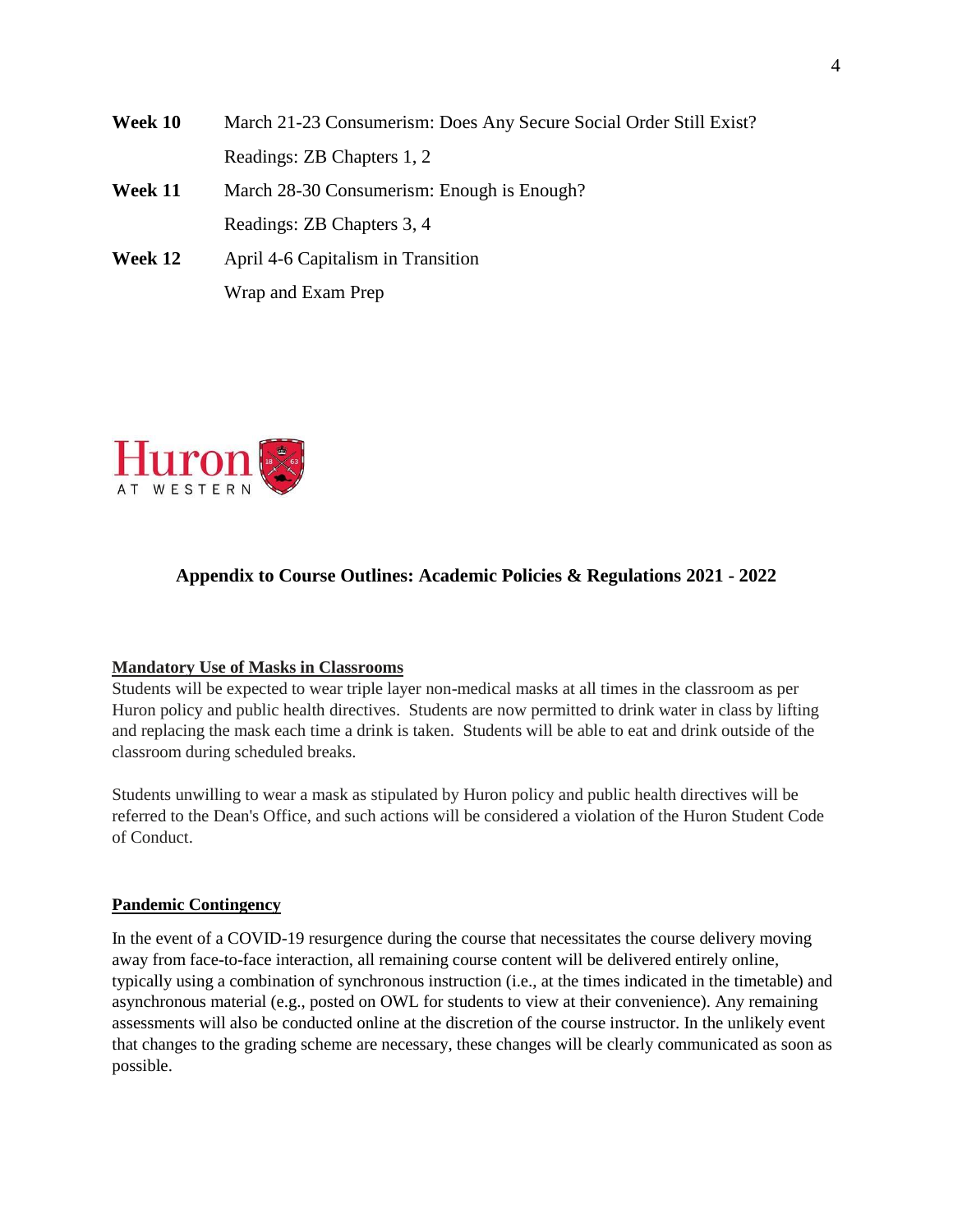**Week 10** March 21-23 Consumerism: Does Any Secure Social Order Still Exist?

Readings: ZB Chapters 1, 2

**Week 11** March 28-30 Consumerism: Enough is Enough?

Readings: ZB Chapters 3, 4

**Week 12** April 4-6 Capitalism in Transition

Wrap and Exam Prep

## Appendix to Course Outlines: Academic Policies & Regulations 2021 - 2022

### Mandatory Use of Masks in Classrooms

Students will be expected to wear triple layer non-medical masks at all times in the classroom as per Huron policy and public health directives. Students are now permitted to drink water in class by lifting and replacing the mask each time a drink is taken. Students will be able to eat and drink outside of the classroom during scheduled breaks.

Students unwilling to wear a mask as stipulated by Huron policy and public health directives will be referred to the Dean's Office, and such actions will be considered a violation of the Huron Student Code of Conduct.

### Pandemic Contingency

In the event of a COVID-19 resurgence during the course that necessitates the course delivery moving away from face-to-face interaction, all remaining course content will be delivered entirely online, typically using a combination of synchronous instruction (i.e., at the times indicated in the timetable) and asynchronous material (e.g., posted on OWL for students to view at their convenience). Any remaining assessments will also be conducted online at the discretion of the course instructor. In the unlikely event that changes to the grading scheme are necessary, these changes will be clearly communicated as soon as possible.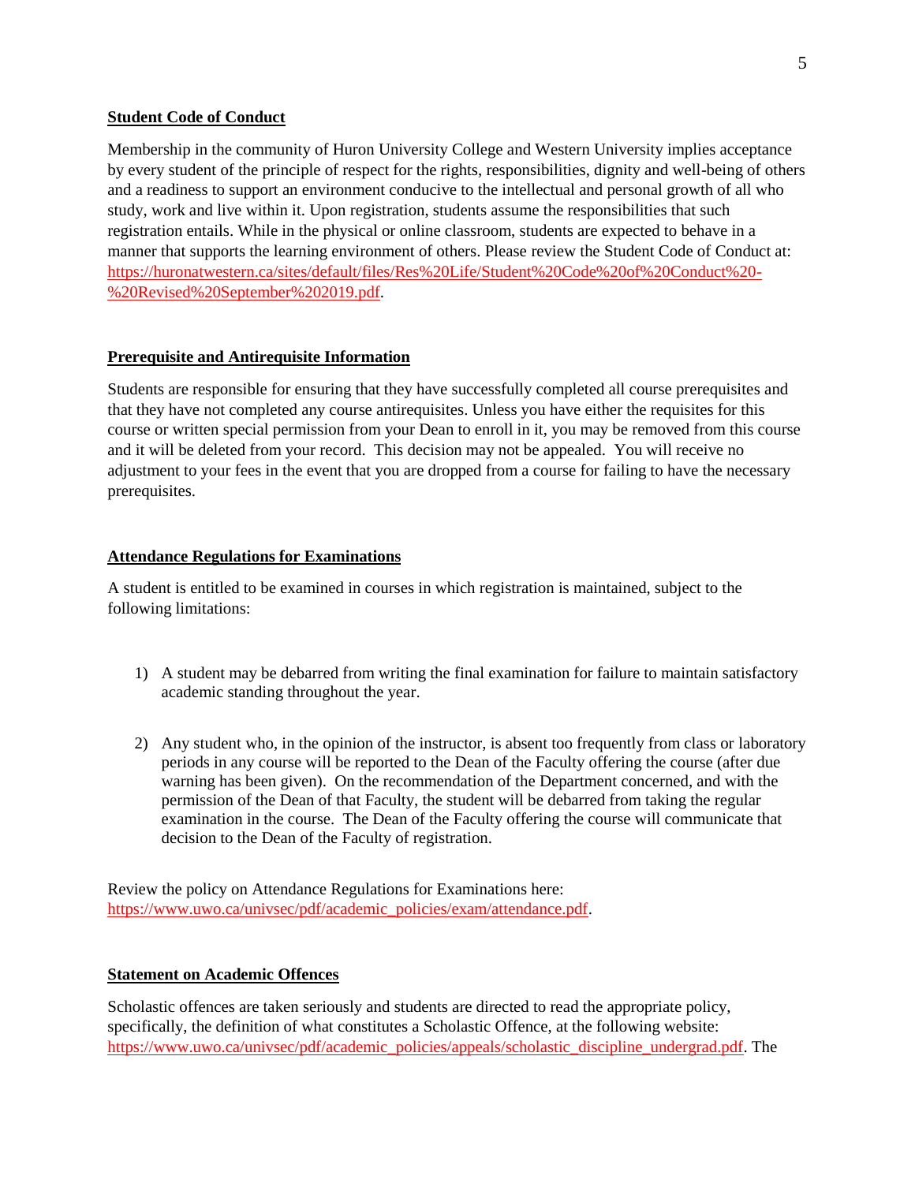**Student Code of Conduct**

Membership in the community of Huron University College and Western University implies acceptance by every student of the principle of respect for the rights, responsibilities, dignity and well-being of others and a readiness to support an environment conducive to the intellectual and personal growth of all who study, work and live within it. Upon registration, students assume the responsibilities that such registration entails. While in the physical or online classroom, students are expected to behave in a manner that supports the learning environment of others. Please review the Student Code of Conduct at: https://huronatwestern.ca/sites/default/files/Res%20Life/Student%20Code%20of%20Conduct%20-%20Revised%20September%202019.pdf.

**Prerequisite and Antirequisite Information**

Students are responsible for ensuring that they have successfully completed all course prerequisites and that they have not completed any course antirequisites. Unless you have either the requisites for this course or written special permission from your Dean to enroll in it, you may be removed from this course and it will be deleted from your record. This decision may not be appealed. You will receive no adjustment to your fees in the event that you are dropped from a course for failing to have the necessary prerequisites.

**Attendance Regulations for Examinations**

A student is entitled to be examined in courses in which registration is maintained, subject to the following limitations:

1) A student may be debarred from writing the final examination for failure to maintain satisfactory academic standing throughout the year.

2) Any student who, in the opinion of the instructor, is absent too frequently from class or laboratory periods in any course will be reported to the Dean of the Faculty offering the course (after due warning has been given). On the recommendation of the Department concerned, and with the permission of the Dean of that Faculty, the student will be debarred from taking the regular examination in the course. The Dean of the Faculty offering the course will communicate that decision to the Dean of the Faculty of registration.

Review the policy on Attendance Regulations for Examinations here: https://www.uwo.ca/univsec/pdf/academic_policies/exam/attendance.pdf.

**Statement on Academic Offences**

Scholastic offences are taken seriously and students are directed to read the appropriate policy, specifically, the definition of what constitutes a Scholastic Offence, at the following website: https://www.uwo.ca/univsec/pdf/academic_policies/appeals/scholastic_discipline_undergrad.pdf. The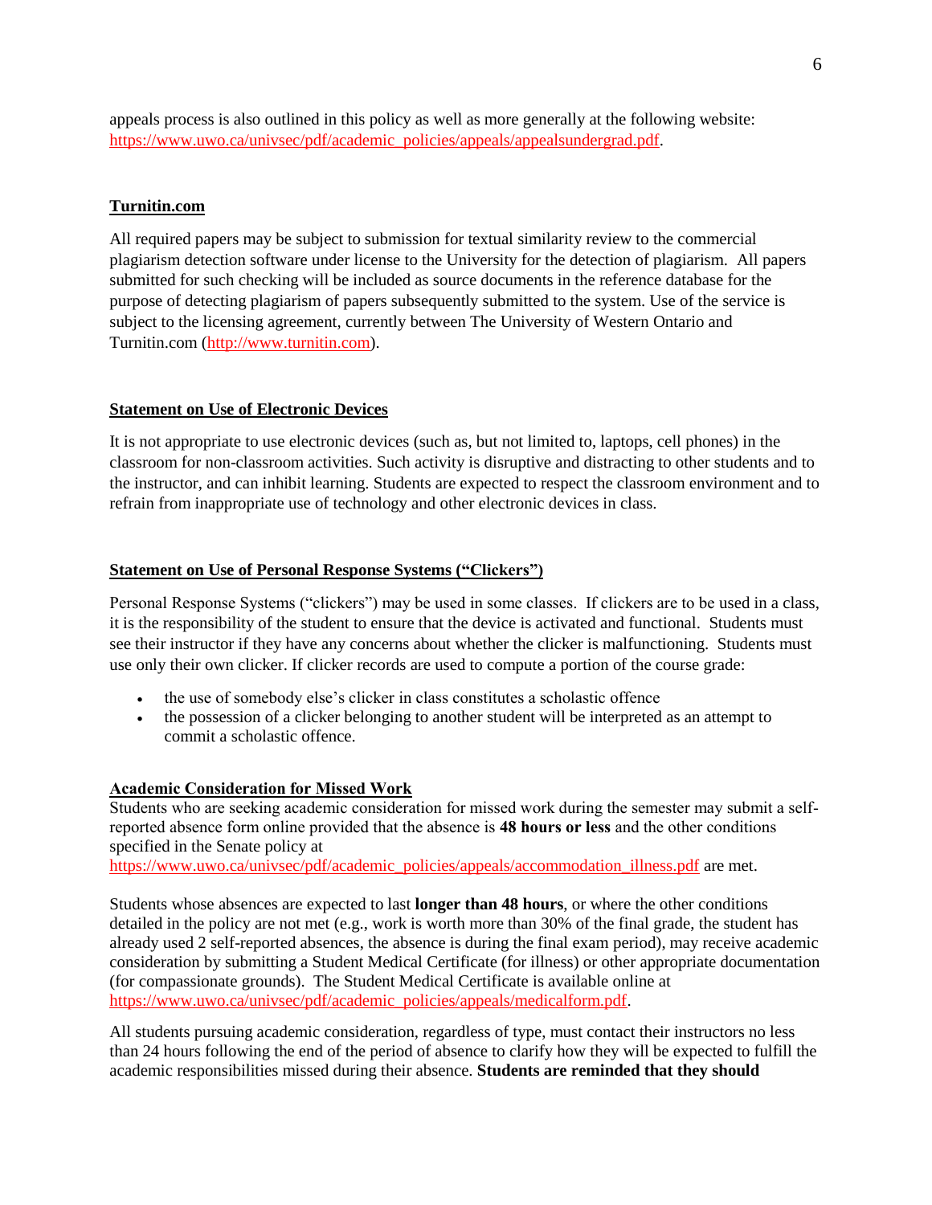appeals process is also outlined in this policy as well as more generally at the following website: https://www.uwo.ca/univsec/pdf/academic_policies/appeals/appealsundergrad.pdf.

**Turnitin.com**

All required papers may be subject to submission for textual similarity review to the commercial plagiarism detection software under license to the University for the detection of plagiarism. All papers submitted for such checking will be included as source documents in the reference database for the purpose of detecting plagiarism of papers subsequently submitted to the system. Use of the service is subject to the licensing agreement, currently between The University of Western Ontario and Turnitin.com (http://www.turnitin.com).

**Statement on Use of Electronic Devices**

It is not appropriate to use electronic devices (such as, but not limited to, laptops, cell phones) in the classroom for non-classroom activities. Such activity is disruptive and distracting to other students and to the instructor, and can inhibit learning. Students are expected to respect the classroom environment and to refrain from inappropriate use of technology and other electronic devices in class.

**Statement on Use of Personal Response Systems ("Clickers")**

Personal Response Systems ("clickers") may be used in some classes. If clickers are to be used in a class, it is the responsibility of the student to ensure that the device is activated and functional. Students must see their instructor if they have any concerns about whether the clicker is malfunctioning. Students must use only their own clicker. If clicker records are used to compute a portion of the course grade:

- the use of somebody else's clicker in class constitutes a scholastic offence
- the possession of a clicker belonging to another student will be interpreted as an attempt to commit a scholastic offence.

**Academic Consideration for Missed Work**

Students who are seeking academic consideration for missed work during the semester may submit a self-reported absence form online provided that the absence is **48 hours or less** and the other conditions specified in the Senate policy at https://www.uwo.ca/univsec/pdf/academic_policies/appeals/accommodation_illness.pdf are met.

Students whose absences are expected to last **longer than 48 hours**, or where the other conditions detailed in the policy are not met (e.g., work is worth more than 30% of the final grade, the student has already used 2 self-reported absences, the absence is during the final exam period), may receive academic consideration by submitting a Student Medical Certificate (for illness) or other appropriate documentation (for compassionate grounds). The Student Medical Certificate is available online at https://www.uwo.ca/univsec/pdf/academic_policies/appeals/medicalform.pdf.

All students pursuing academic consideration, regardless of type, must contact their instructors no less than 24 hours following the end of the period of absence to clarify how they will be expected to fulfill the academic responsibilities missed during their absence. **Students are reminded that they should**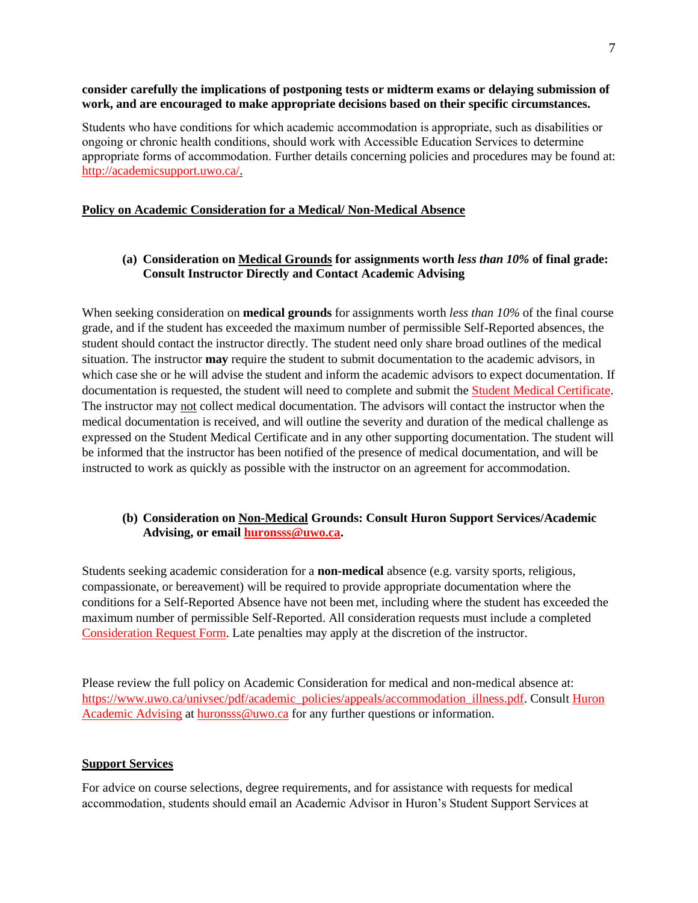**consider carefully the implications of postponing tests or midterm exams or delaying submission of work, and are encouraged to make appropriate decisions based on their specific circumstances.**

Students who have conditions for which academic accommodation is appropriate, such as disabilities or ongoing or chronic health conditions, should work with Accessible Education Services to determine appropriate forms of accommodation. Further details concerning policies and procedures may be found at: http://academicsupport.uwo.ca/.

**Policy on Academic Consideration for a Medical/ Non-Medical Absence**

**(a) Consideration on Medical Grounds for assignments worth *less than 10%* of final grade: Consult Instructor Directly and Contact Academic Advising**

When seeking consideration on **medical grounds** for assignments worth *less than 10%* of the final course grade, and if the student has exceeded the maximum number of permissible Self-Reported absences, the student should contact the instructor directly. The student need only share broad outlines of the medical situation. The instructor **may** require the student to submit documentation to the academic advisors, in which case she or he will advise the student and inform the academic advisors to expect documentation. If documentation is requested, the student will need to complete and submit the Student Medical Certificate. The instructor may not collect medical documentation. The advisors will contact the instructor when the medical documentation is received, and will outline the severity and duration of the medical challenge as expressed on the Student Medical Certificate and in any other supporting documentation. The student will be informed that the instructor has been notified of the presence of medical documentation, and will be instructed to work as quickly as possible with the instructor on an agreement for accommodation.

**(b) Consideration on Non-Medical Grounds: Consult Huron Support Services/Academic Advising, or email huronsss@uwo.ca.**

Students seeking academic consideration for a **non-medical** absence (e.g. varsity sports, religious, compassionate, or bereavement) will be required to provide appropriate documentation where the conditions for a Self-Reported Absence have not been met, including where the student has exceeded the maximum number of permissible Self-Reported. All consideration requests must include a completed Consideration Request Form. Late penalties may apply at the discretion of the instructor.

Please review the full policy on Academic Consideration for medical and non-medical absence at: https://www.uwo.ca/univsec/pdf/academic_policies/appeals/accommodation_illness.pdf. Consult Huron Academic Advising at huronsss@uwo.ca for any further questions or information.

**Support Services**

For advice on course selections, degree requirements, and for assistance with requests for medical accommodation, students should email an Academic Advisor in Huron's Student Support Services at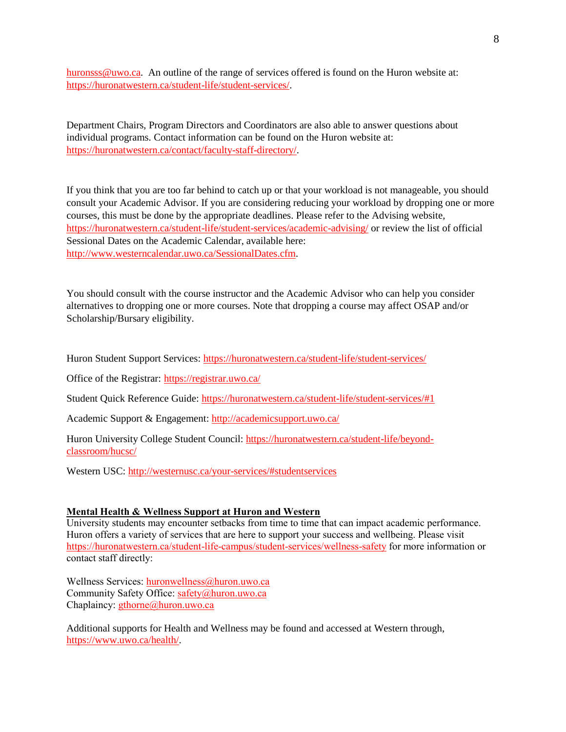huronsss@uwo.ca. An outline of the range of services offered is found on the Huron website at: https://huronatwestern.ca/student-life/student-services/.

Department Chairs, Program Directors and Coordinators are also able to answer questions about individual programs. Contact information can be found on the Huron website at: https://huronatwestern.ca/contact/faculty-staff-directory/.

If you think that you are too far behind to catch up or that your workload is not manageable, you should consult your Academic Advisor. If you are considering reducing your workload by dropping one or more courses, this must be done by the appropriate deadlines. Please refer to the Advising website, https://huronatwestern.ca/student-life/student-services/academic-advising/ or review the list of official Sessional Dates on the Academic Calendar, available here: http://www.westerncalendar.uwo.ca/SessionalDates.cfm.

You should consult with the course instructor and the Academic Advisor who can help you consider alternatives to dropping one or more courses. Note that dropping a course may affect OSAP and/or Scholarship/Bursary eligibility.

Huron Student Support Services: https://huronatwestern.ca/student-life/student-services/

Office of the Registrar: https://registrar.uwo.ca/

Student Quick Reference Guide: https://huronatwestern.ca/student-life/student-services/#1

Academic Support & Engagement: http://academicsupport.uwo.ca/

Huron University College Student Council: https://huronatwestern.ca/student-life/beyond-classroom/hucsc/

Western USC: http://westernusc.ca/your-services/#studentservices

**Mental Health & Wellness Support at Huron and Western**

University students may encounter setbacks from time to time that can impact academic performance. Huron offers a variety of services that are here to support your success and wellbeing. Please visit https://huronatwestern.ca/student-life-campus/student-services/wellness-safety for more information or contact staff directly:

Wellness Services: huronwellness@huron.uwo.ca
Community Safety Office: safety@huron.uwo.ca
Chaplaincy: gthorne@huron.uwo.ca

Additional supports for Health and Wellness may be found and accessed at Western through, https://www.uwo.ca/health/.